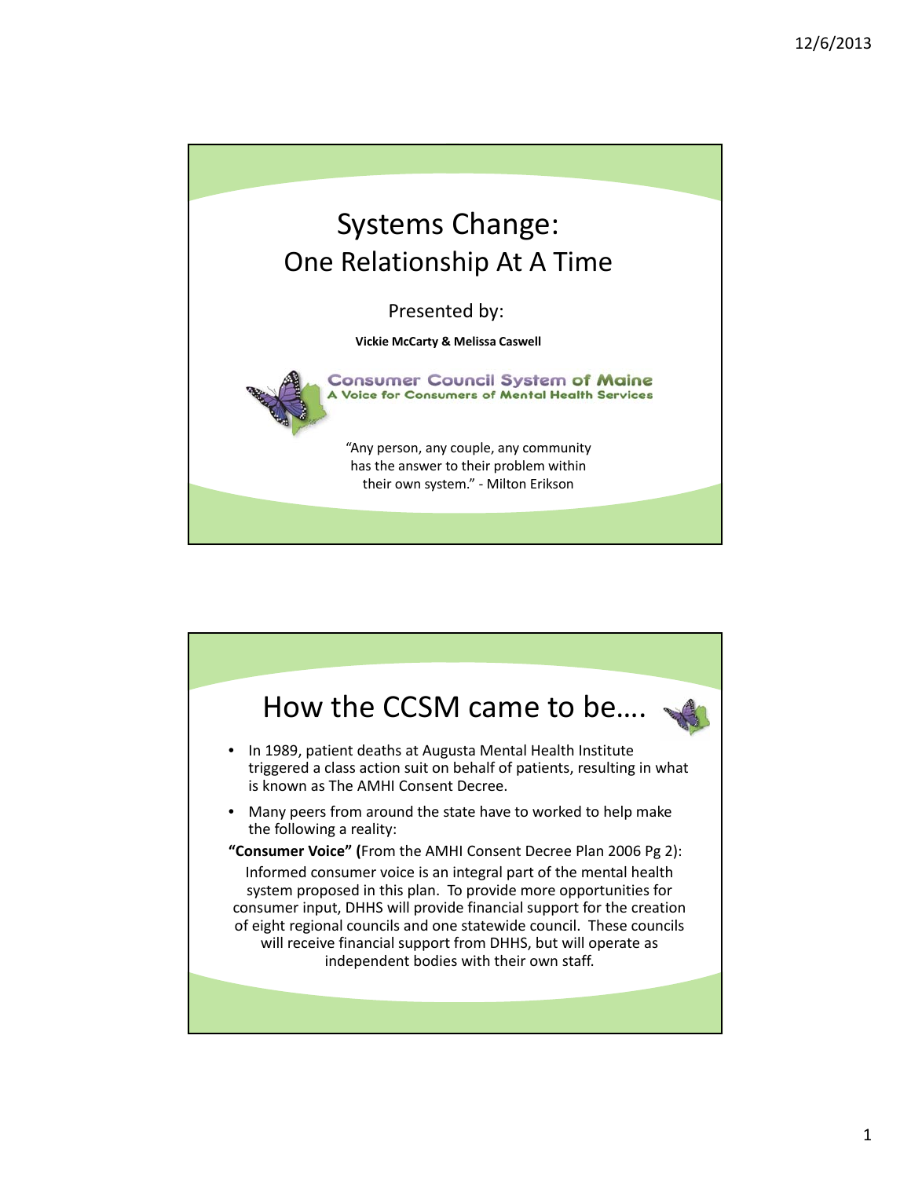# Systems Change:
## One Relationship At A Time

Presented by:

**Vickie McCarty & Melissa Caswell**

Consumer Council System of Maine
A Voice for Consumers of Mental Health Services

"Any person, any couple, any community has the answer to their problem within their own system." - Milton Erikson

## How the CCSM came to be….

- In 1989, patient deaths at Augusta Mental Health Institute triggered a class action suit on behalf of patients, resulting in what is known as The AMHI Consent Decree.
- Many peers from around the state have to worked to help make the following a reality:

**"Consumer Voice" (**From the AMHI Consent Decree Plan 2006 Pg 2):

Informed consumer voice is an integral part of the mental health system proposed in this plan. To provide more opportunities for consumer input, DHHS will provide financial support for the creation of eight regional councils and one statewide council. These councils will receive financial support from DHHS, but will operate as independent bodies with their own staff.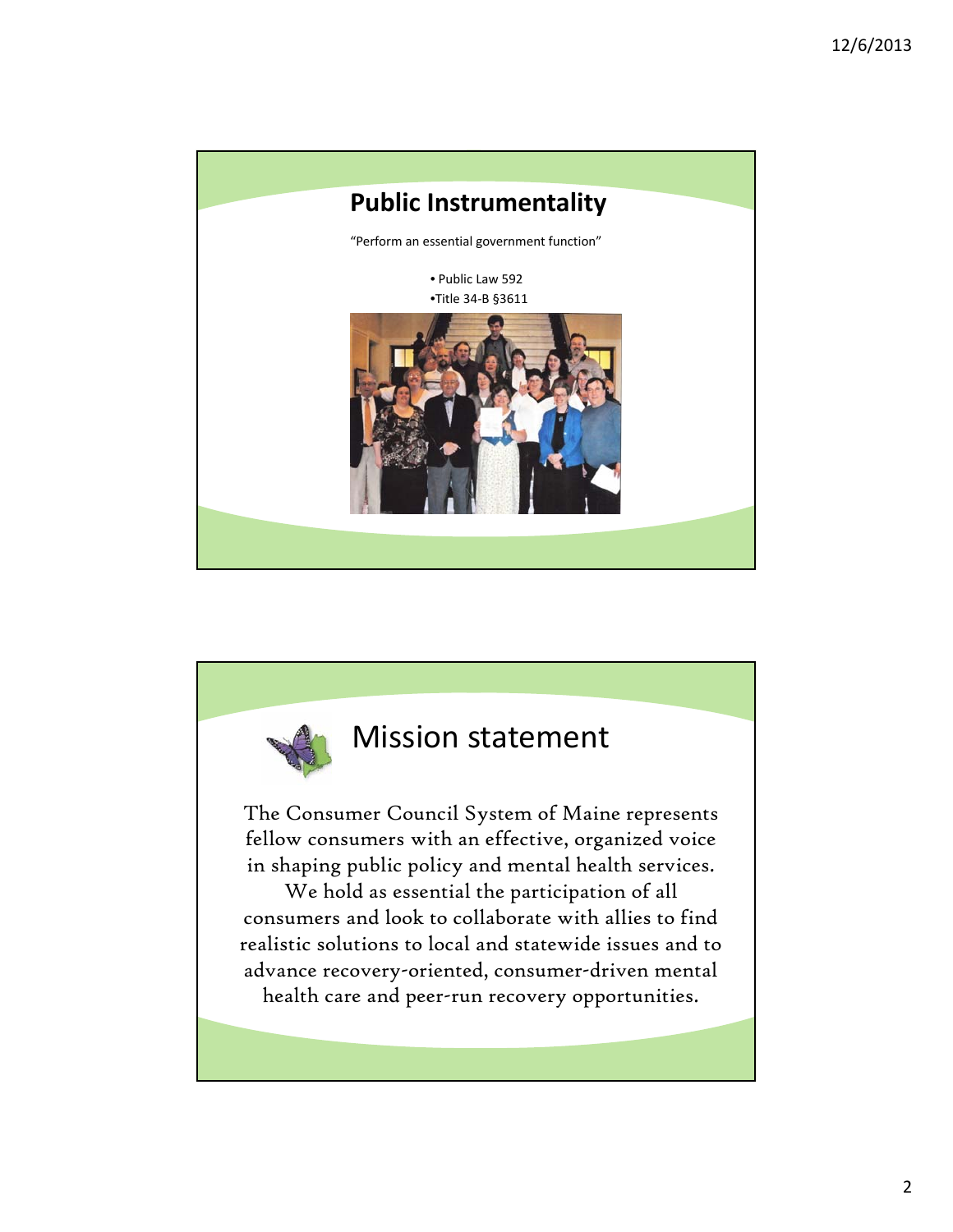## Public Instrumentality

"Perform an essential government function"

- Public Law 592
- Title 34-B §3611

## Mission statement

The Consumer Council System of Maine represents fellow consumers with an effective, organized voice in shaping public policy and mental health services. We hold as essential the participation of all consumers and look to collaborate with allies to find realistic solutions to local and statewide issues and to advance recovery-oriented, consumer-driven mental health care and peer-run recovery opportunities.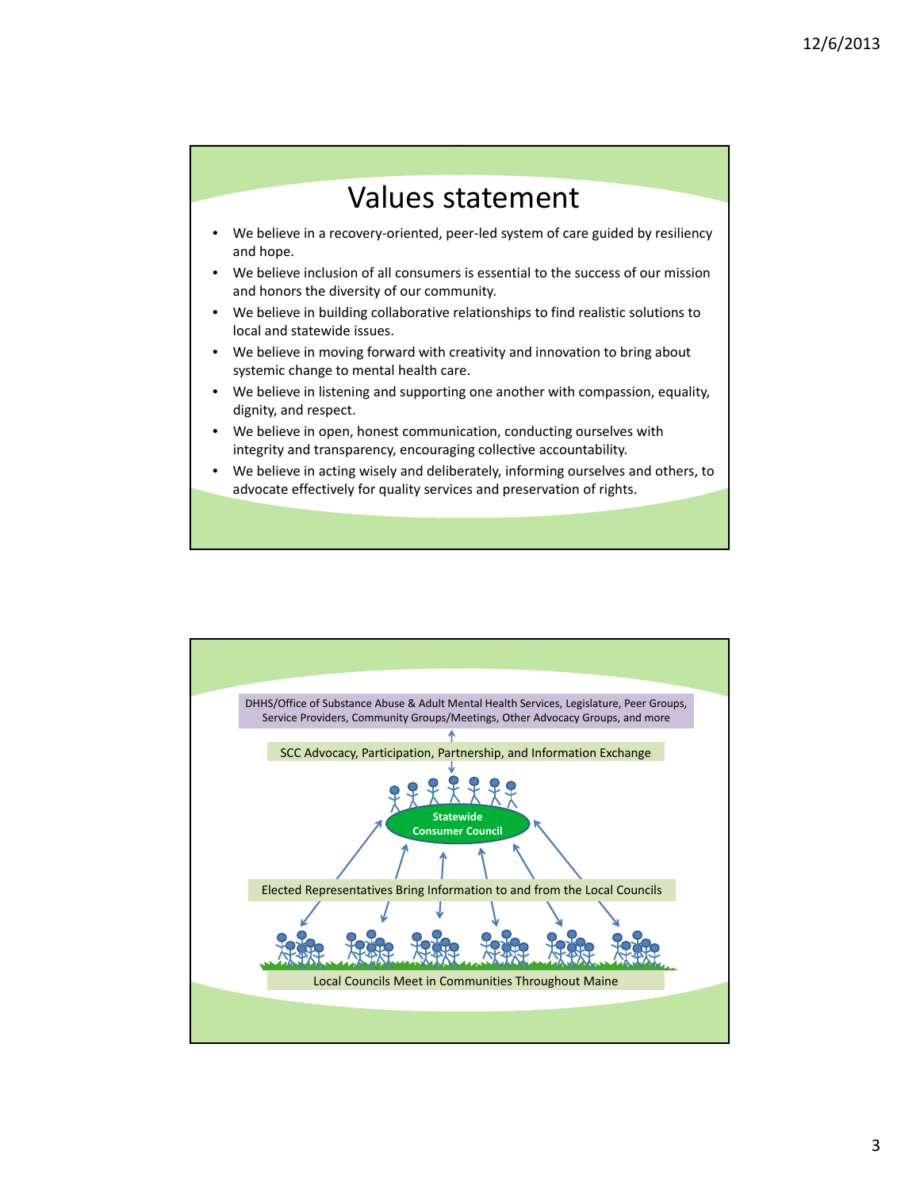# Values statement

- We believe in a recovery-oriented, peer-led system of care guided by resiliency and hope.
- We believe inclusion of all consumers is essential to the success of our mission and honors the diversity of our community.
- We believe in building collaborative relationships to find realistic solutions to local and statewide issues.
- We believe in moving forward with creativity and innovation to bring about systemic change to mental health care.
- We believe in listening and supporting one another with compassion, equality, dignity, and respect.
- We believe in open, honest communication, conducting ourselves with integrity and transparency, encouraging collective accountability.
- We believe in acting wisely and deliberately, informing ourselves and others, to advocate effectively for quality services and preservation of rights.

DHHS/Office of Substance Abuse & Adult Mental Health Services, Legislature, Peer Groups, Service Providers, Community Groups/Meetings, Other Advocacy Groups, and more

SCC Advocacy, Participation, Partnership, and Information Exchange

Statewide Consumer Council

Elected Representatives Bring Information to and from the Local Councils

Local Councils Meet in Communities Throughout Maine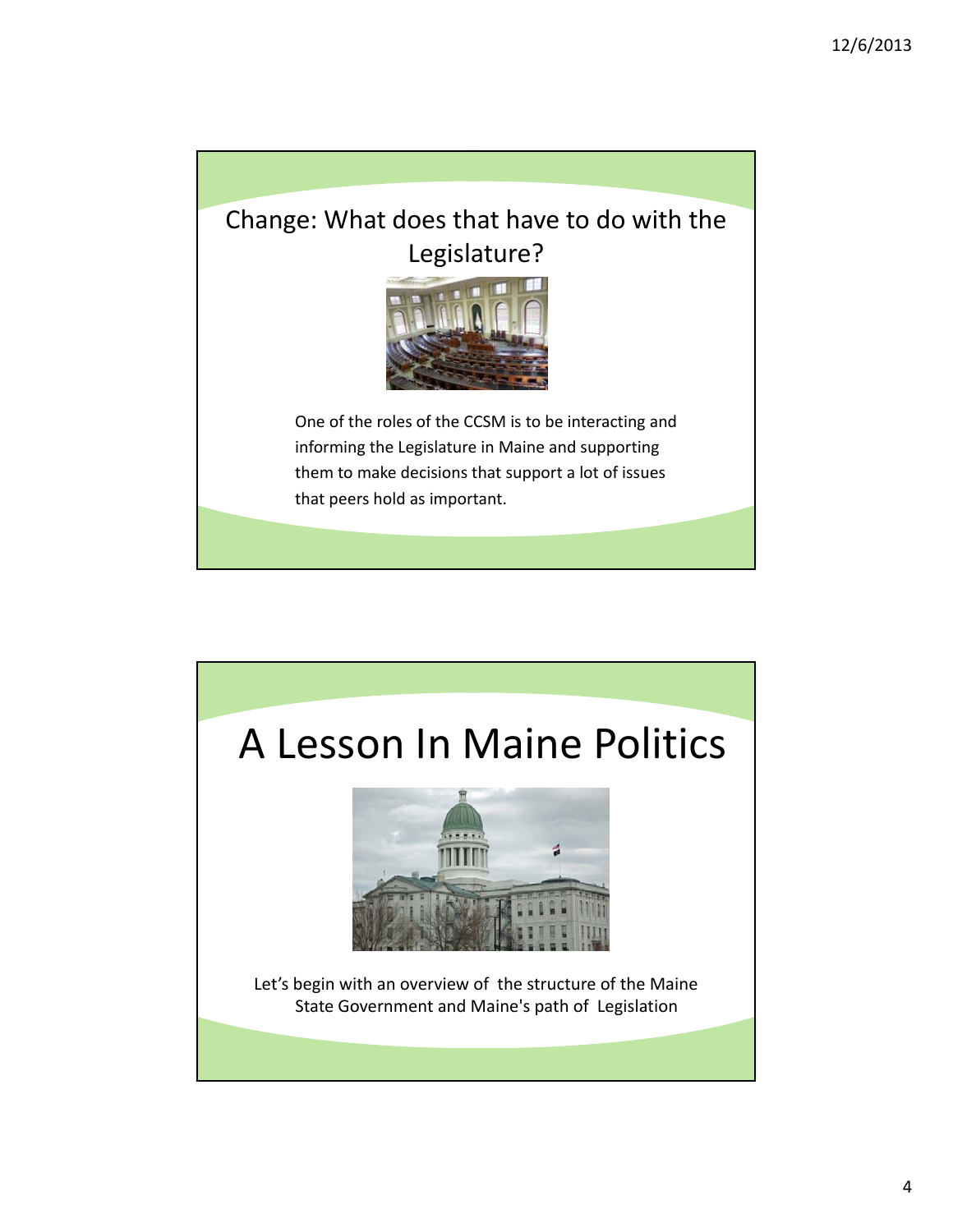## Change: What does that have to do with the Legislature?

One of the roles of the CCSM is to be interacting and informing the Legislature in Maine and supporting them to make decisions that support a lot of issues that peers hold as important.

# A Lesson In Maine Politics

Let's begin with an overview of the structure of the Maine State Government and Maine's path of Legislation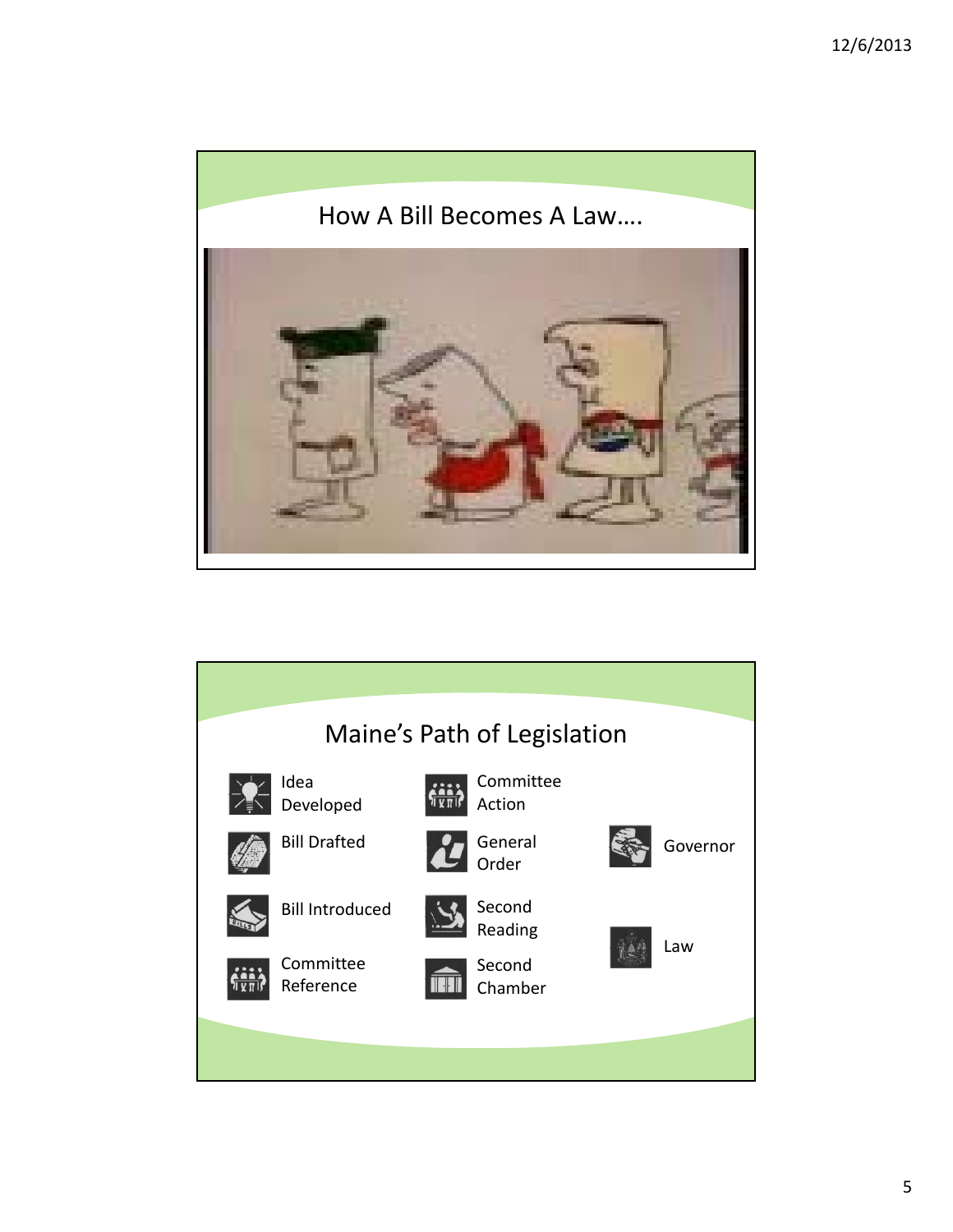## How A Bill Becomes A Law….

## Maine's Path of Legislation

- Idea Developed
- Bill Drafted
- Bill Introduced
- Committee Reference
- Committee Action
- General Order
- Second Reading
- Second Chamber
- Governor
- Law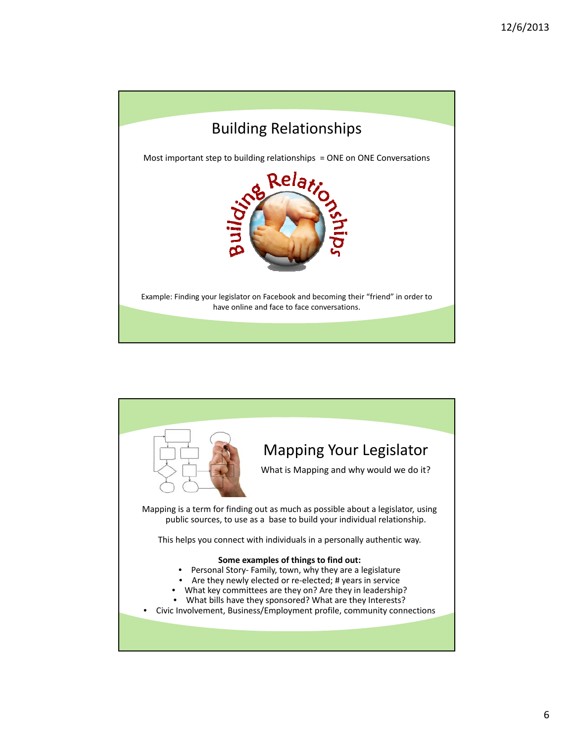## Building Relationships

Most important step to building relationships = ONE on ONE Conversations

Example: Finding your legislator on Facebook and becoming their “friend” in order to have online and face to face conversations.

## Mapping Your Legislator

What is Mapping and why would we do it?

Mapping is a term for finding out as much as possible about a legislator, using public sources, to use as a base to build your individual relationship.

This helps you connect with individuals in a personally authentic way.

**Some examples of things to find out:**

- Personal Story- Family, town, why they are a legislature
- Are they newly elected or re-elected; # years in service
- What key committees are they on? Are they in leadership?
- What bills have they sponsored? What are they Interests?
- Civic Involvement, Business/Employment profile, community connections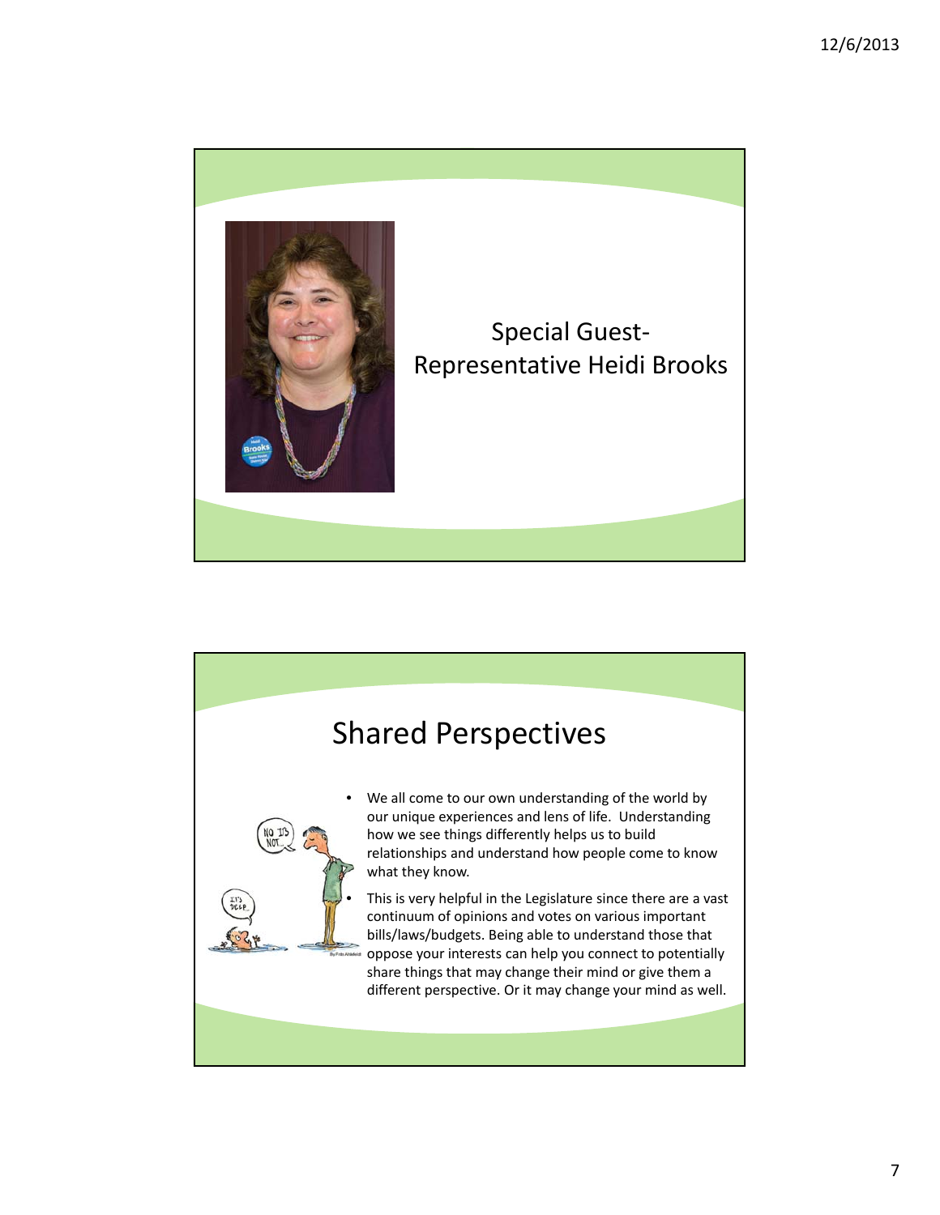Special Guest- Representative Heidi Brooks

## Shared Perspectives

- We all come to our own understanding of the world by our unique experiences and lens of life. Understanding how we see things differently helps us to build relationships and understand how people come to know what they know.
- This is very helpful in the Legislature since there are a vast continuum of opinions and votes on various important bills/laws/budgets. Being able to understand those that oppose your interests can help you connect to potentially share things that may change their mind or give them a different perspective. Or it may change your mind as well.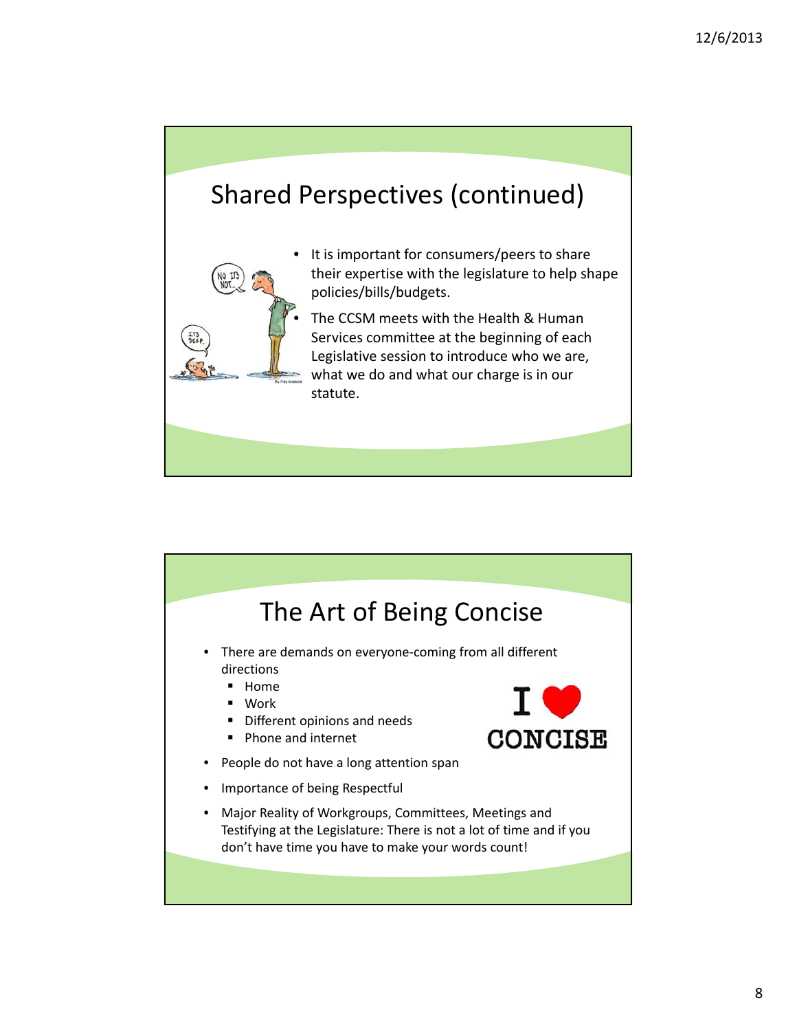## Shared Perspectives (continued)

- It is important for consumers/peers to share their expertise with the legislature to help shape policies/bills/budgets.
- The CCSM meets with the Health & Human Services committee at the beginning of each Legislative session to introduce who we are, what we do and what our charge is in our statute.

## The Art of Being Concise

- There are demands on everyone-coming from all different directions
  - Home
  - Work
  - Different opinions and needs
  - Phone and internet
- People do not have a long attention span
- Importance of being Respectful
- Major Reality of Workgroups, Committees, Meetings and Testifying at the Legislature: There is not a lot of time and if you don't have time you have to make your words count!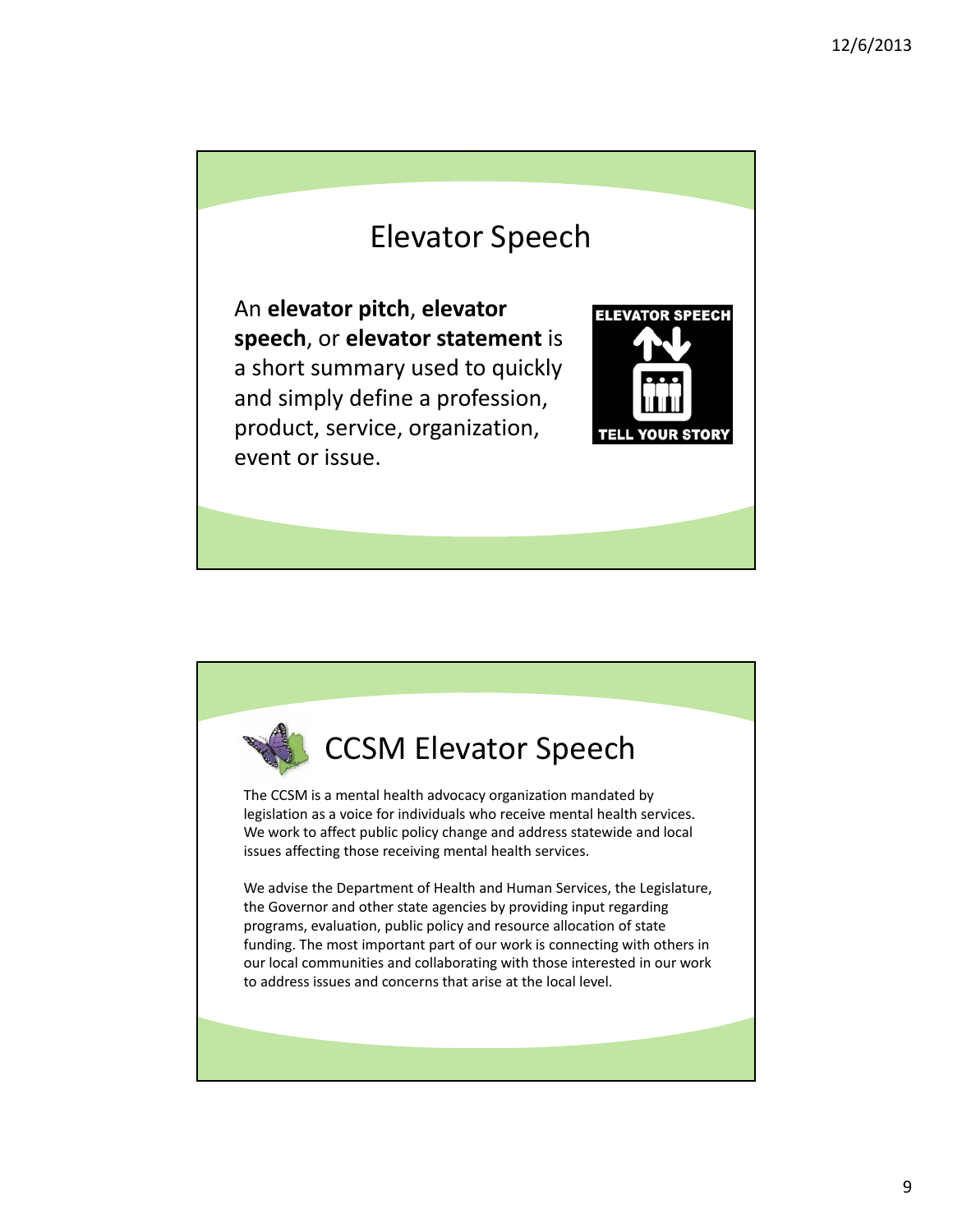## Elevator Speech

An **elevator pitch**, **elevator speech**, or **elevator statement** is a short summary used to quickly and simply define a profession, product, service, organization, event or issue.

## CCSM Elevator Speech

The CCSM is a mental health advocacy organization mandated by legislation as a voice for individuals who receive mental health services. We work to affect public policy change and address statewide and local issues affecting those receiving mental health services.

We advise the Department of Health and Human Services, the Legislature, the Governor and other state agencies by providing input regarding programs, evaluation, public policy and resource allocation of state funding. The most important part of our work is connecting with others in our local communities and collaborating with those interested in our work to address issues and concerns that arise at the local level.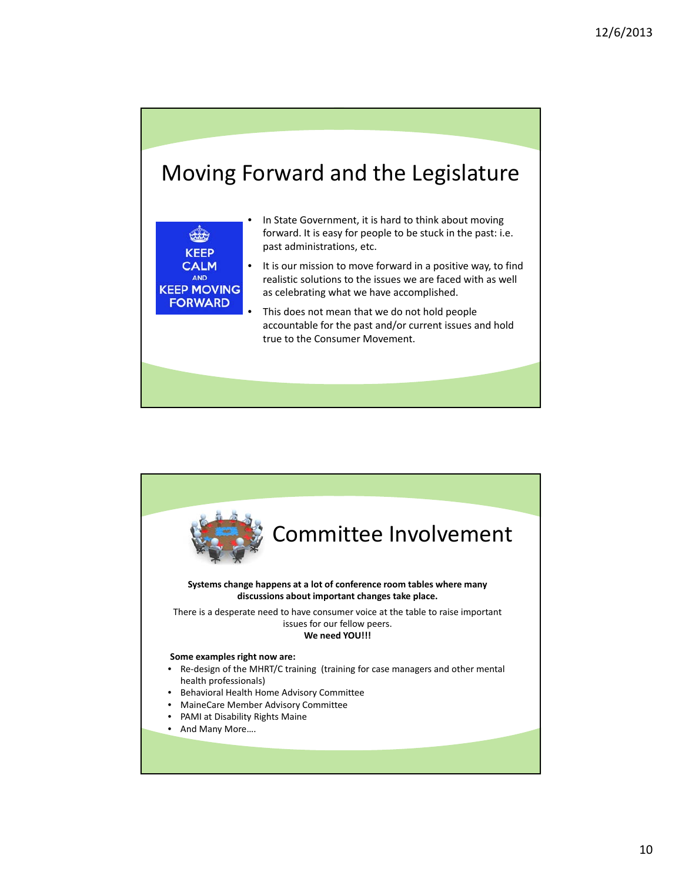# Moving Forward and the Legislature

- In State Government, it is hard to think about moving forward. It is easy for people to be stuck in the past: i.e. past administrations, etc.
- It is our mission to move forward in a positive way, to find realistic solutions to the issues we are faced with as well as celebrating what we have accomplished.
- This does not mean that we do not hold people accountable for the past and/or current issues and hold true to the Consumer Movement.

# Committee Involvement

**Systems change happens at a lot of conference room tables where many discussions about important changes take place.**

There is a desperate need to have consumer voice at the table to raise important issues for our fellow peers.
**We need YOU!!!**

**Some examples right now are:**

- Re-design of the MHRT/C training (training for case managers and other mental health professionals)
- Behavioral Health Home Advisory Committee
- MaineCare Member Advisory Committee
- PAMI at Disability Rights Maine
- And Many More….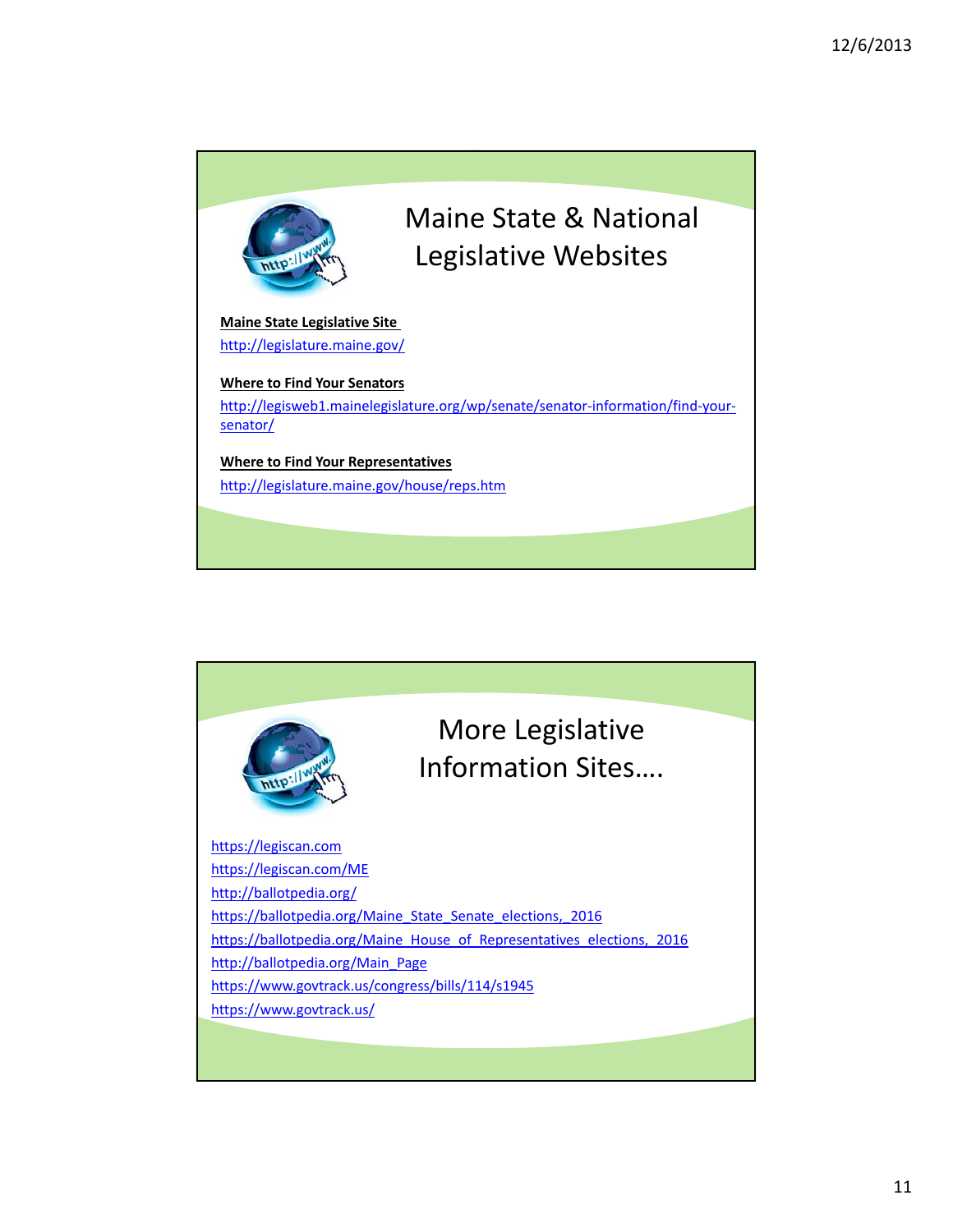# Maine State & National Legislative Websites

**Maine State Legislative Site**

http://legislature.maine.gov/

**Where to Find Your Senators**

http://legisweb1.mainelegislature.org/wp/senate/senator-information/find-your-senator/

**Where to Find Your Representatives**

http://legislature.maine.gov/house/reps.htm

# More Legislative Information Sites….

https://legiscan.com

https://legiscan.com/ME

http://ballotpedia.org/

https://ballotpedia.org/Maine_State_Senate_elections,_2016

https://ballotpedia.org/Maine_House_of_Representatives_elections,_2016

http://ballotpedia.org/Main_Page

https://www.govtrack.us/congress/bills/114/s1945

https://www.govtrack.us/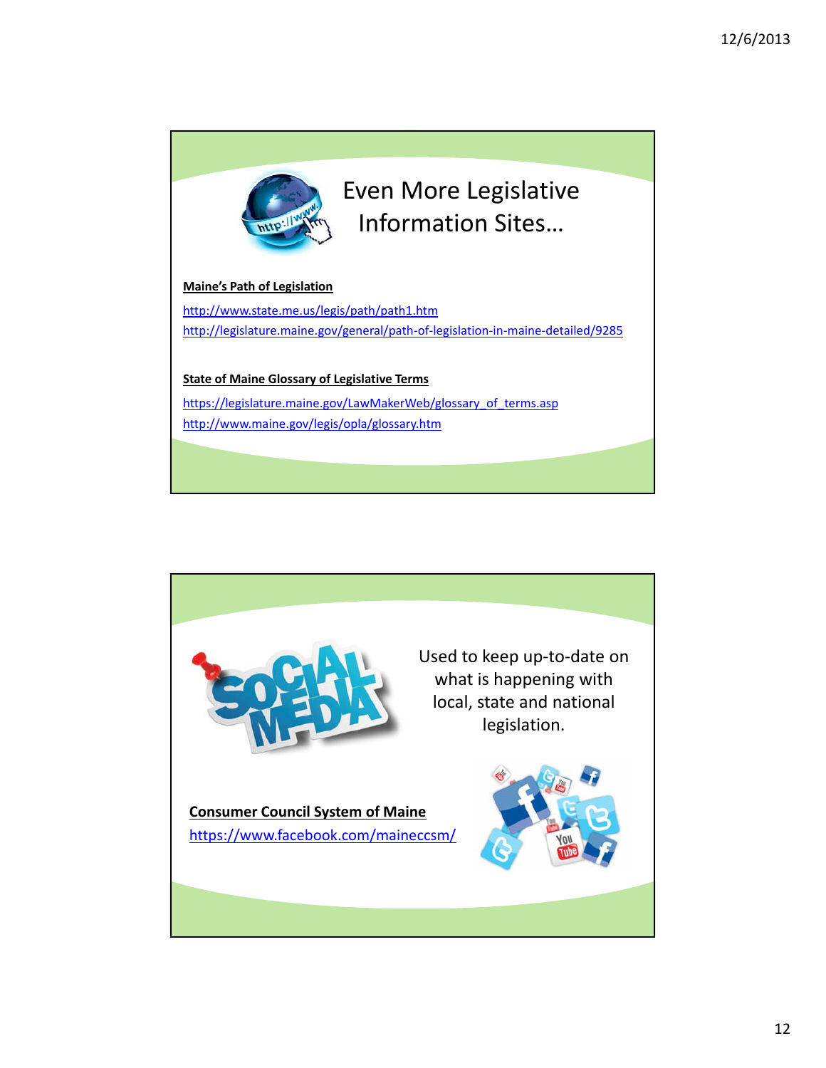# Even More Legislative Information Sites…

**Maine's Path of Legislation**

http://www.state.me.us/legis/path/path1.htm

http://legislature.maine.gov/general/path-of-legislation-in-maine-detailed/9285

**State of Maine Glossary of Legislative Terms**

https://legislature.maine.gov/LawMakerWeb/glossary_of_terms.asp

http://www.maine.gov/legis/opla/glossary.htm

---

Used to keep up-to-date on what is happening with local, state and national legislation.

**Consumer Council System of Maine**

https://www.facebook.com/maineccsm/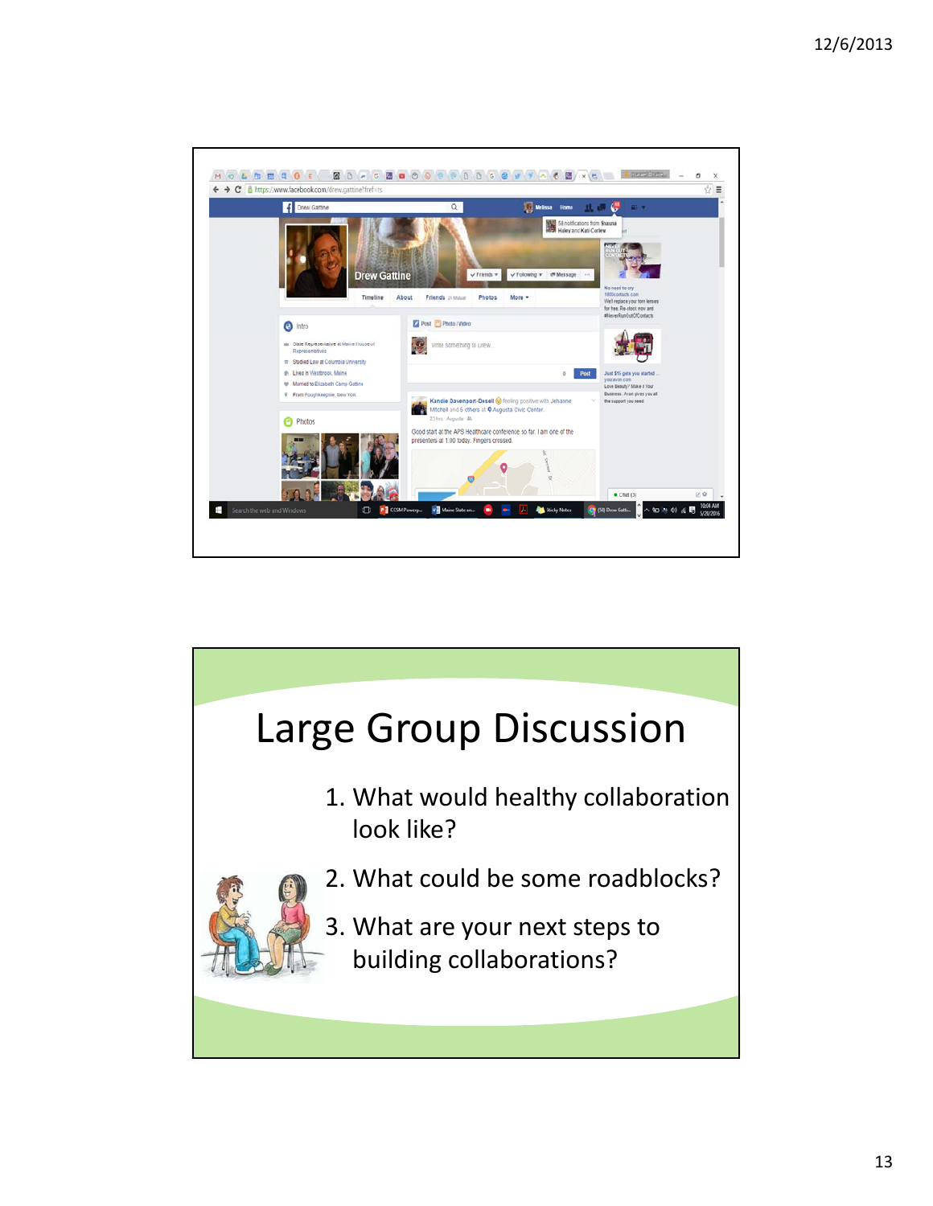# Large Group Discussion

1. What would healthy collaboration look like?
2. What could be some roadblocks?
3. What are your next steps to building collaborations?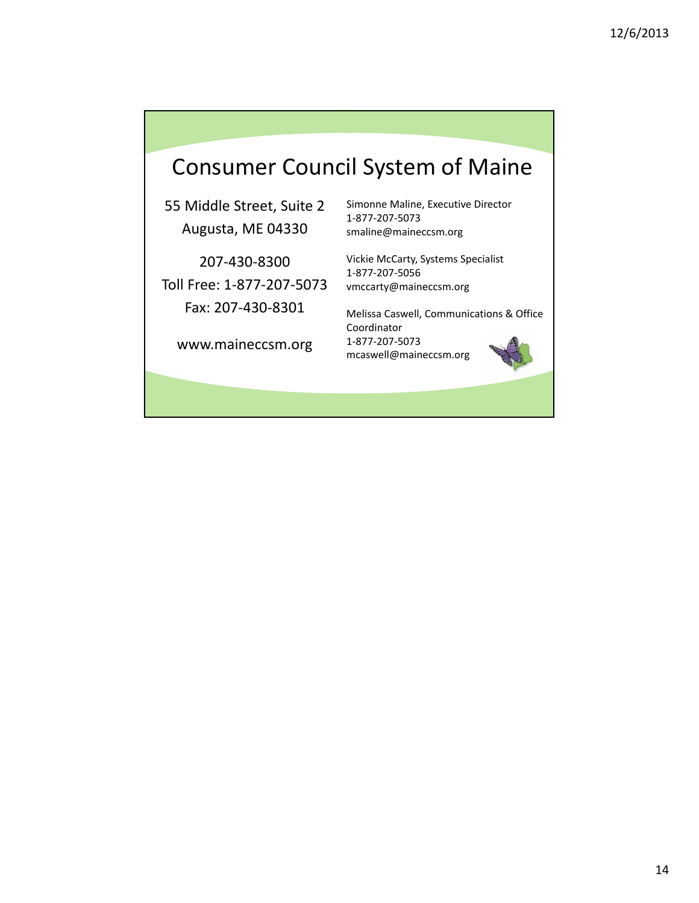# Consumer Council System of Maine

55 Middle Street, Suite 2
Augusta, ME 04330

207-430-8300
Toll Free: 1-877-207-5073
Fax: 207-430-8301

www.maineccsm.org

Simonne Maline, Executive Director
1-877-207-5073
smaline@maineccsm.org

Vickie McCarty, Systems Specialist
1-877-207-5056
vmccarty@maineccsm.org

Melissa Caswell, Communications & Office Coordinator
1-877-207-5073
mcaswell@maineccsm.org